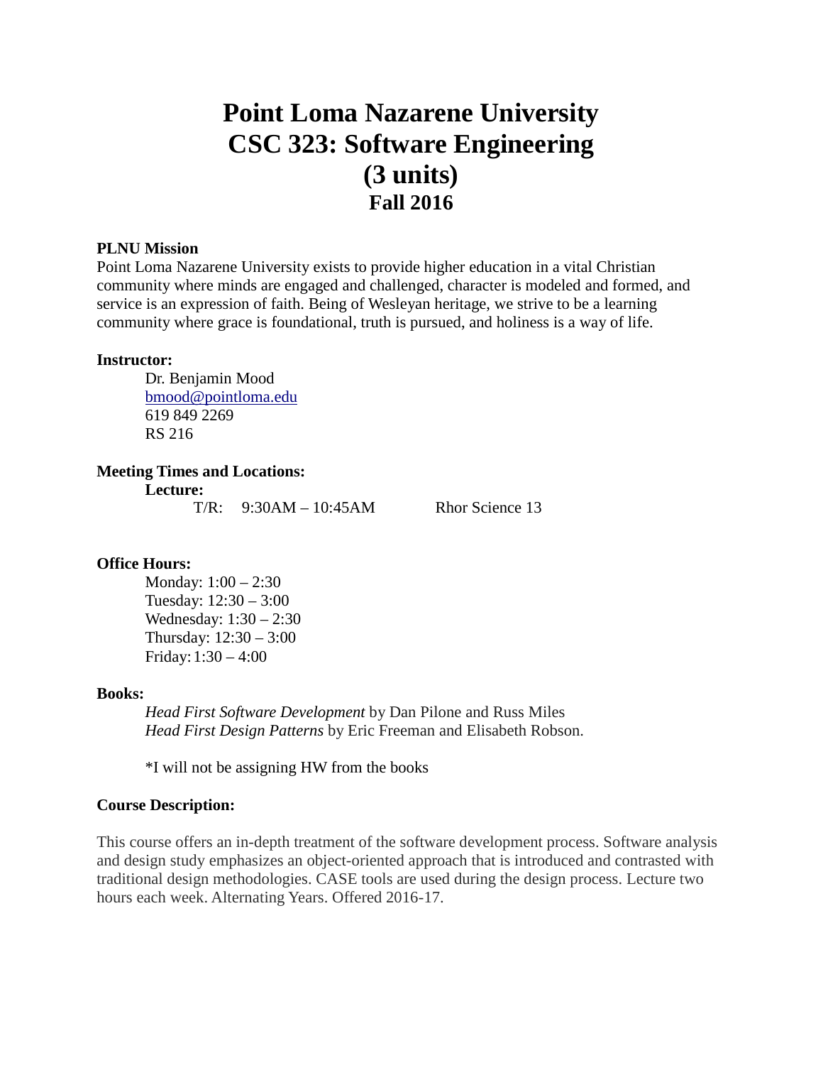# Point Loma Nazarene University
# CSC 323: Software Engineering
# (3 units)
## Fall 2016

**PLNU Mission**
Point Loma Nazarene University exists to provide higher education in a vital Christian community where minds are engaged and challenged, character is modeled and formed, and service is an expression of faith. Being of Wesleyan heritage, we strive to be a learning community where grace is foundational, truth is pursued, and holiness is a way of life.

**Instructor:**

Dr. Benjamin Mood
bmood@pointloma.edu
619 849 2269
RS 216

**Meeting Times and Locations:**

**Lecture:**

T/R: 9:30AM – 10:45AM Rhor Science 13

**Office Hours:**

Monday: 1:00 – 2:30
Tuesday: 12:30 – 3:00
Wednesday: 1:30 – 2:30
Thursday: 12:30 – 3:00
Friday: 1:30 – 4:00

**Books:**

*Head First Software Development* by Dan Pilone and Russ Miles
*Head First Design Patterns* by Eric Freeman and Elisabeth Robson.

*I will not be assigning HW from the books

**Course Description:**

This course offers an in-depth treatment of the software development process. Software analysis and design study emphasizes an object-oriented approach that is introduced and contrasted with traditional design methodologies. CASE tools are used during the design process. Lecture two hours each week. Alternating Years. Offered 2016-17.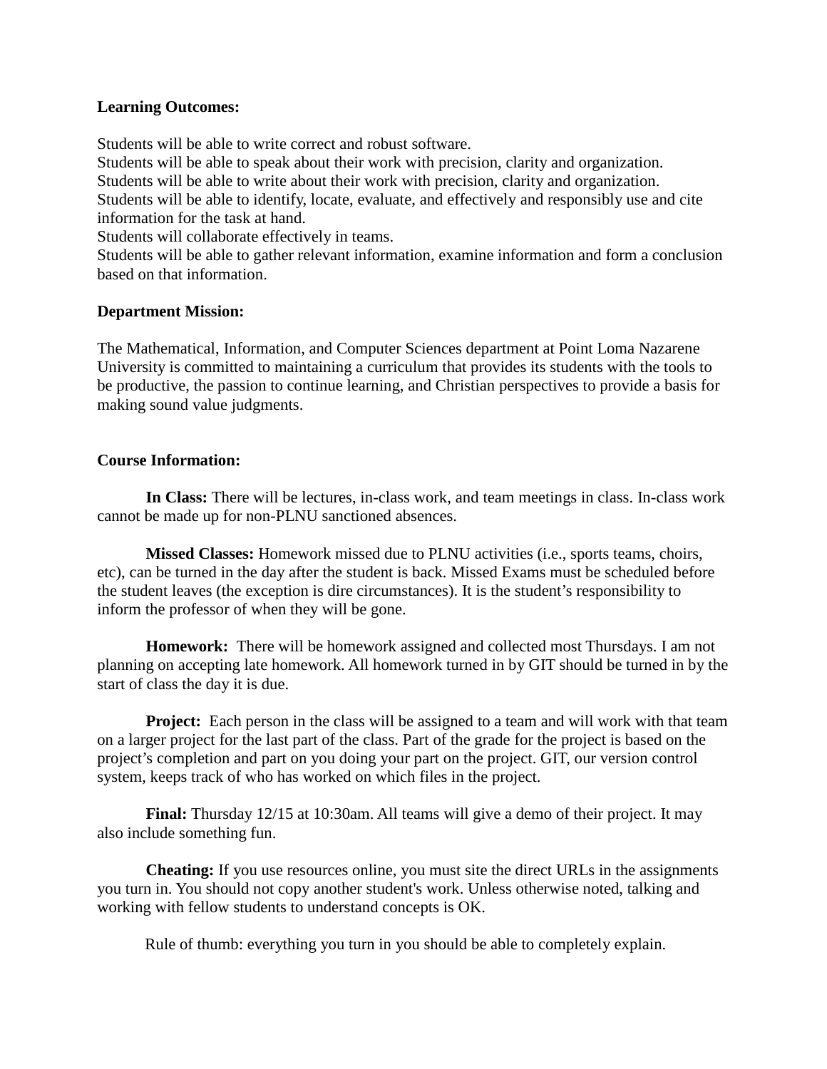**Learning Outcomes:**

Students will be able to write correct and robust software.
Students will be able to speak about their work with precision, clarity and organization.
Students will be able to write about their work with precision, clarity and organization.
Students will be able to identify, locate, evaluate, and effectively and responsibly use and cite information for the task at hand.
Students will collaborate effectively in teams.
Students will be able to gather relevant information, examine information and form a conclusion based on that information.

**Department Mission:**

The Mathematical, Information, and Computer Sciences department at Point Loma Nazarene University is committed to maintaining a curriculum that provides its students with the tools to be productive, the passion to continue learning, and Christian perspectives to provide a basis for making sound value judgments.

**Course Information:**

**In Class:** There will be lectures, in-class work, and team meetings in class. In-class work cannot be made up for non-PLNU sanctioned absences.

**Missed Classes:** Homework missed due to PLNU activities (i.e., sports teams, choirs, etc), can be turned in the day after the student is back. Missed Exams must be scheduled before the student leaves (the exception is dire circumstances). It is the student's responsibility to inform the professor of when they will be gone.

**Homework:** There will be homework assigned and collected most Thursdays. I am not planning on accepting late homework. All homework turned in by GIT should be turned in by the start of class the day it is due.

**Project:** Each person in the class will be assigned to a team and will work with that team on a larger project for the last part of the class. Part of the grade for the project is based on the project's completion and part on you doing your part on the project. GIT, our version control system, keeps track of who has worked on which files in the project.

**Final:** Thursday 12/15 at 10:30am. All teams will give a demo of their project. It may also include something fun.

**Cheating:** If you use resources online, you must site the direct URLs in the assignments you turn in. You should not copy another student's work. Unless otherwise noted, talking and working with fellow students to understand concepts is OK.

Rule of thumb: everything you turn in you should be able to completely explain.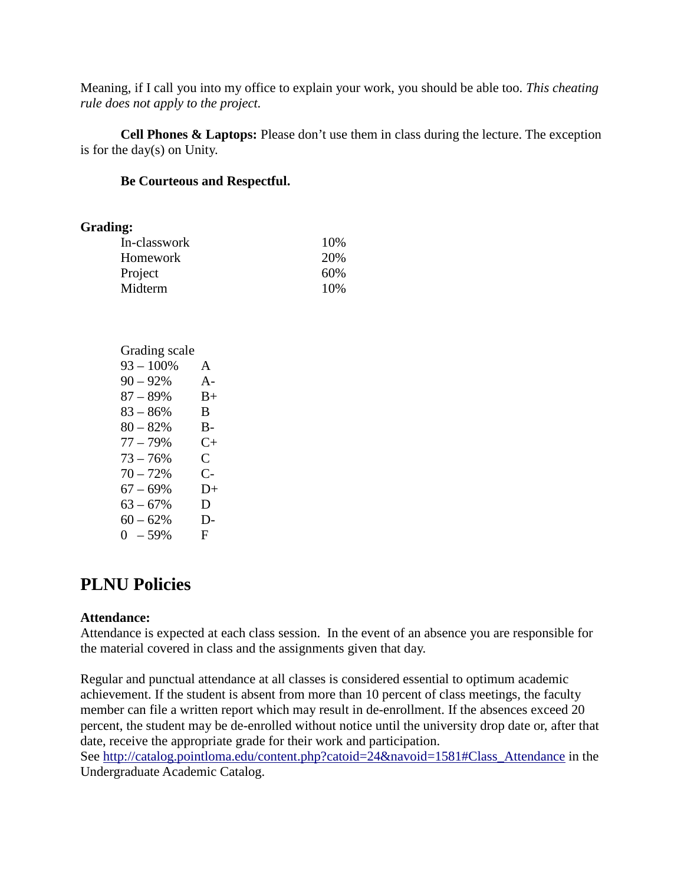Meaning, if I call you into my office to explain your work, you should be able too. *This cheating rule does not apply to the project.*

**Cell Phones & Laptops:** Please don't use them in class during the lecture. The exception is for the day(s) on Unity.

**Be Courteous and Respectful.**

**Grading:**

| | |
|---|---|
| In-classwork | 10% |
| Homework | 20% |
| Project | 60% |
| Midterm | 10% |

Grading scale

| | |
|---|---|
| 93 – 100% | A |
| 90 – 92% | A- |
| 87 – 89% | B+ |
| 83 – 86% | B |
| 80 – 82% | B- |
| 77 – 79% | C+ |
| 73 – 76% | C |
| 70 – 72% | C- |
| 67 – 69% | D+ |
| 63 – 67% | D |
| 60 – 62% | D- |
| 0 – 59% | F |

## PLNU Policies

**Attendance:**

Attendance is expected at each class session. In the event of an absence you are responsible for the material covered in class and the assignments given that day.

Regular and punctual attendance at all classes is considered essential to optimum academic achievement. If the student is absent from more than 10 percent of class meetings, the faculty member can file a written report which may result in de-enrollment. If the absences exceed 20 percent, the student may be de-enrolled without notice until the university drop date or, after that date, receive the appropriate grade for their work and participation.
See http://catalog.pointloma.edu/content.php?catoid=24&navoid=1581#Class_Attendance in the Undergraduate Academic Catalog.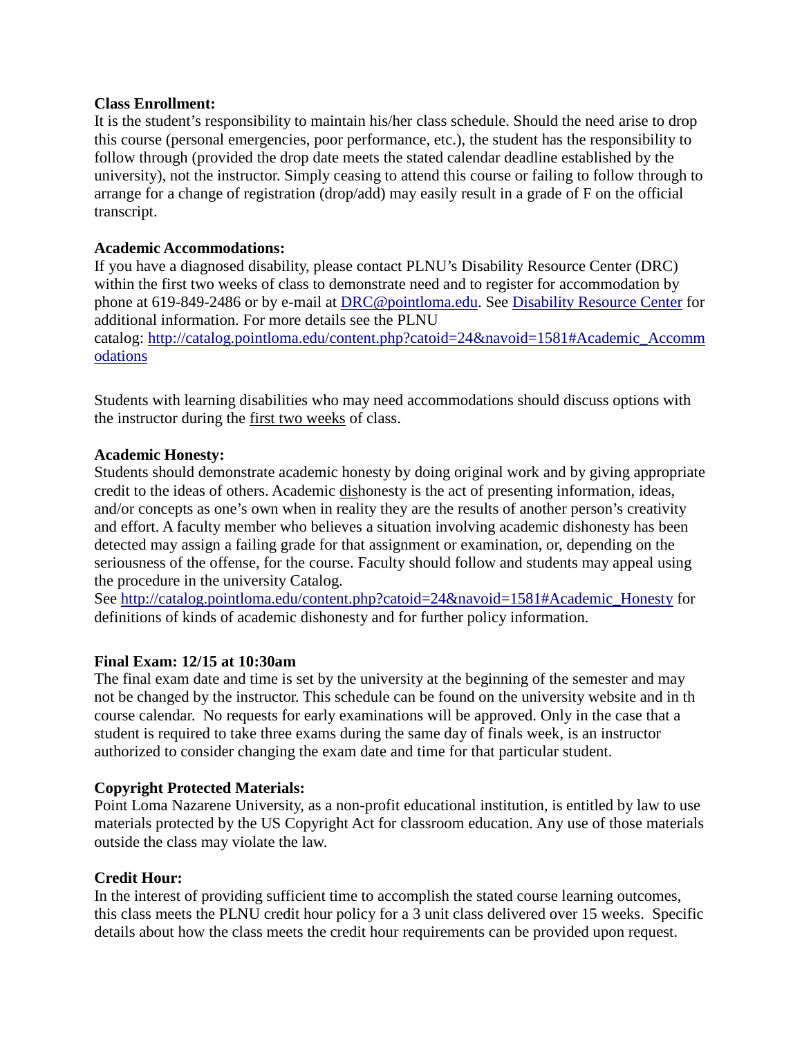**Class Enrollment:**
It is the student's responsibility to maintain his/her class schedule. Should the need arise to drop this course (personal emergencies, poor performance, etc.), the student has the responsibility to follow through (provided the drop date meets the stated calendar deadline established by the university), not the instructor. Simply ceasing to attend this course or failing to follow through to arrange for a change of registration (drop/add) may easily result in a grade of F on the official transcript.

**Academic Accommodations:**
If you have a diagnosed disability, please contact PLNU's Disability Resource Center (DRC) within the first two weeks of class to demonstrate need and to register for accommodation by phone at 619-849-2486 or by e-mail at [DRC@pointloma.edu](mailto:DRC@pointloma.edu). See [Disability Resource Center]() for additional information. For more details see the PLNU catalog: [http://catalog.pointloma.edu/content.php?catoid=24&navoid=1581#Academic_Accommodations](http://catalog.pointloma.edu/content.php?catoid=24&navoid=1581#Academic_Accommodations)

Students with learning disabilities who may need accommodations should discuss options with the instructor during the <u>first two weeks</u> of class.

**Academic Honesty:**
Students should demonstrate academic honesty by doing original work and by giving appropriate credit to the ideas of others. Academic <u>dis</u>honesty is the act of presenting information, ideas, and/or concepts as one's own when in reality they are the results of another person's creativity and effort. A faculty member who believes a situation involving academic dishonesty has been detected may assign a failing grade for that assignment or examination, or, depending on the seriousness of the offense, for the course. Faculty should follow and students may appeal using the procedure in the university Catalog.
See [http://catalog.pointloma.edu/content.php?catoid=24&navoid=1581#Academic_Honesty](http://catalog.pointloma.edu/content.php?catoid=24&navoid=1581#Academic_Honesty) for definitions of kinds of academic dishonesty and for further policy information.

**Final Exam: 12/15 at 10:30am**
The final exam date and time is set by the university at the beginning of the semester and may not be changed by the instructor. This schedule can be found on the university website and in th course calendar. No requests for early examinations will be approved. Only in the case that a student is required to take three exams during the same day of finals week, is an instructor authorized to consider changing the exam date and time for that particular student.

**Copyright Protected Materials:**
Point Loma Nazarene University, as a non-profit educational institution, is entitled by law to use materials protected by the US Copyright Act for classroom education. Any use of those materials outside the class may violate the law.

**Credit Hour:**
In the interest of providing sufficient time to accomplish the stated course learning outcomes, this class meets the PLNU credit hour policy for a 3 unit class delivered over 15 weeks. Specific details about how the class meets the credit hour requirements can be provided upon request.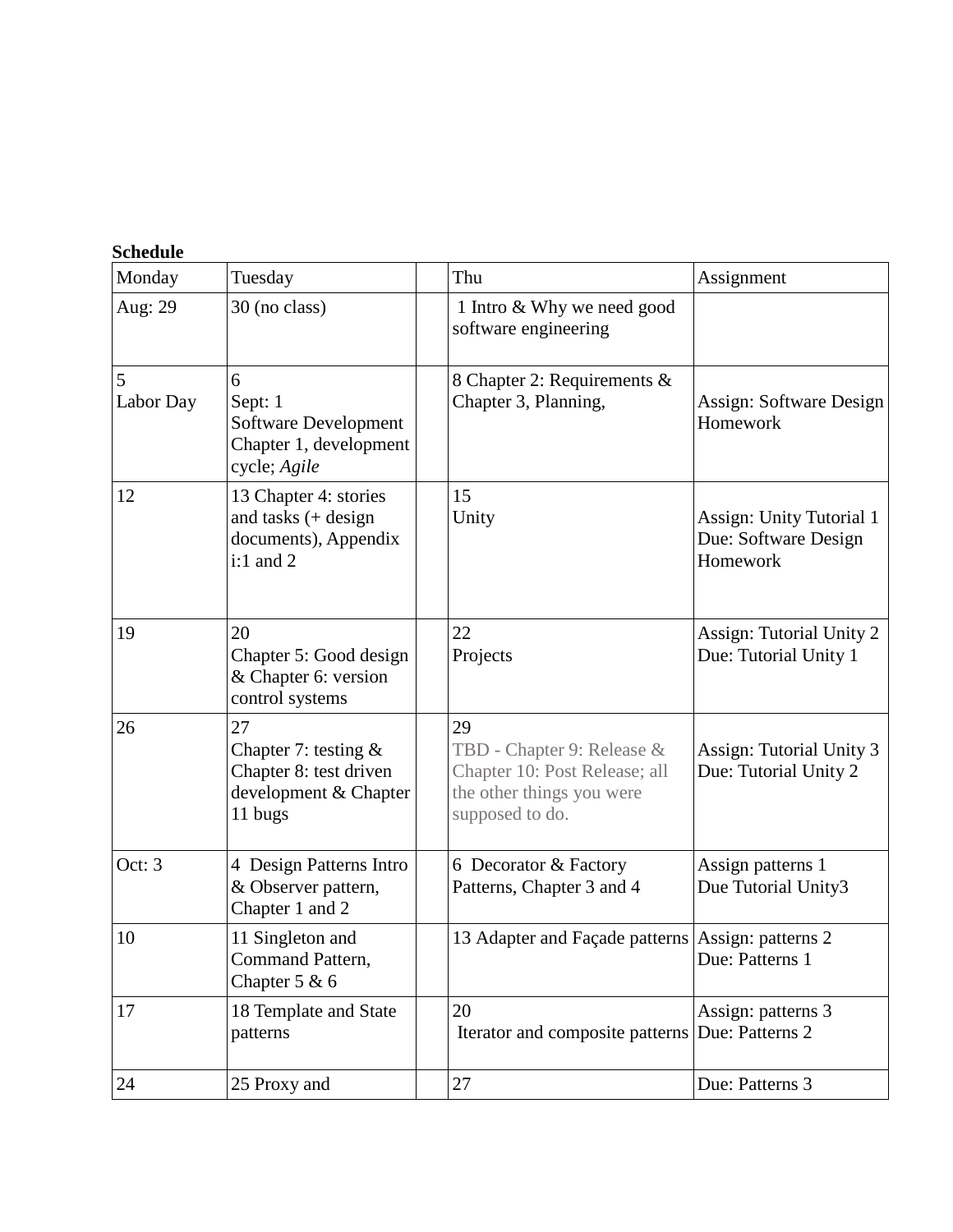**Schedule**

| Monday | Tuesday | | Thu | Assignment |
|---|---|---|---|---|
| Aug: 29 | 30 (no class) | | 1 Intro & Why we need good software engineering | |
| 5<br>Labor Day | 6<br>Sept: 1<br>Software Development Chapter 1, development cycle; *Agile* | | 8 Chapter 2: Requirements & Chapter 3, Planning, | Assign: Software Design Homework |
| 12 | 13 Chapter 4: stories and tasks (+ design documents), Appendix i:1 and 2 | | 15<br>Unity | Assign: Unity Tutorial 1<br>Due: Software Design Homework |
| 19 | 20<br>Chapter 5: Good design & Chapter 6: version control systems | | 22<br>Projects | Assign: Tutorial Unity 2<br>Due: Tutorial Unity 1 |
| 26 | 27<br>Chapter 7: testing & Chapter 8: test driven development & Chapter 11 bugs | | 29<br>TBD - Chapter 9: Release & Chapter 10: Post Release; all the other things you were supposed to do. | Assign: Tutorial Unity 3<br>Due: Tutorial Unity 2 |
| Oct: 3 | 4 Design Patterns Intro & Observer pattern, Chapter 1 and 2 | | 6 Decorator & Factory Patterns, Chapter 3 and 4 | Assign patterns 1<br>Due Tutorial Unity3 |
| 10 | 11 Singleton and Command Pattern, Chapter 5 & 6 | | 13 Adapter and Façade patterns | Assign: patterns 2<br>Due: Patterns 1 |
| 17 | 18 Template and State patterns | | 20<br>Iterator and composite patterns | Assign: patterns 3<br>Due: Patterns 2 |
| 24 | 25 Proxy and | | 27 | Due: Patterns 3 |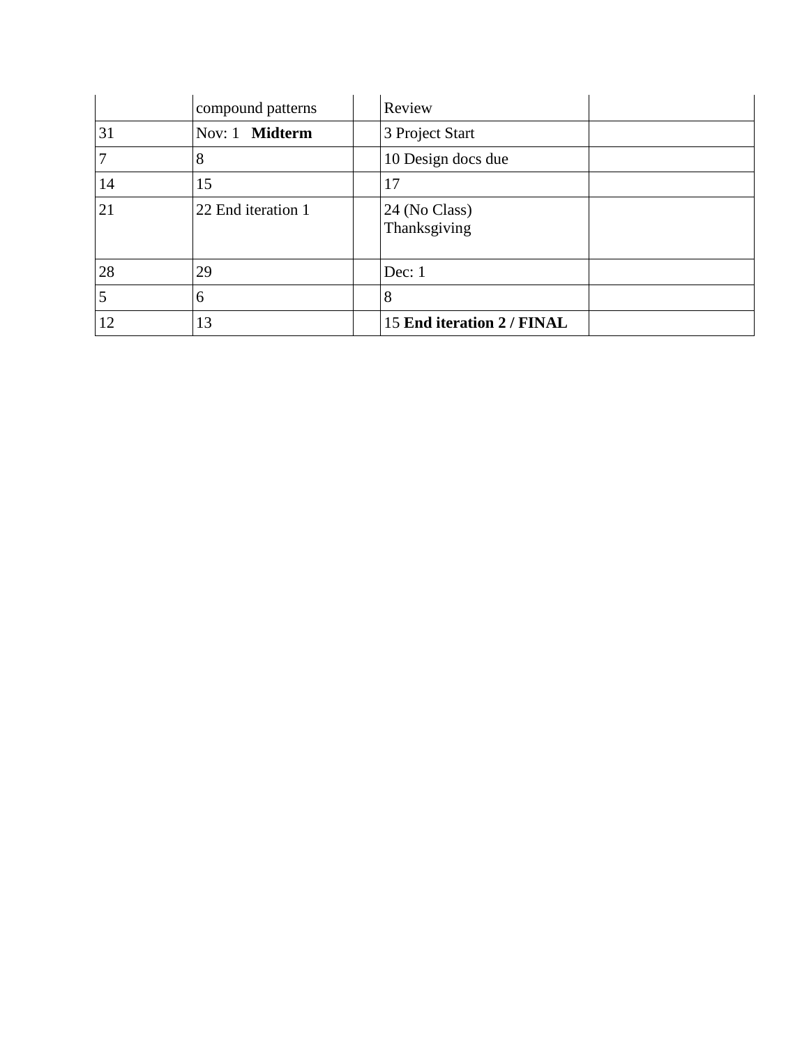| | | | | |
|---|---|---|---|---|
| | compound patterns | | Review | |
| 31 | Nov: 1 **Midterm** | | 3 Project Start | |
| 7 | 8 | | 10 Design docs due | |
| 14 | 15 | | 17 | |
| 21 | 22 End iteration 1 | | 24 (No Class) Thanksgiving | |
| 28 | 29 | | Dec: 1 | |
| 5 | 6 | | 8 | |
| 12 | 13 | | 15 **End iteration 2 / FINAL** | |